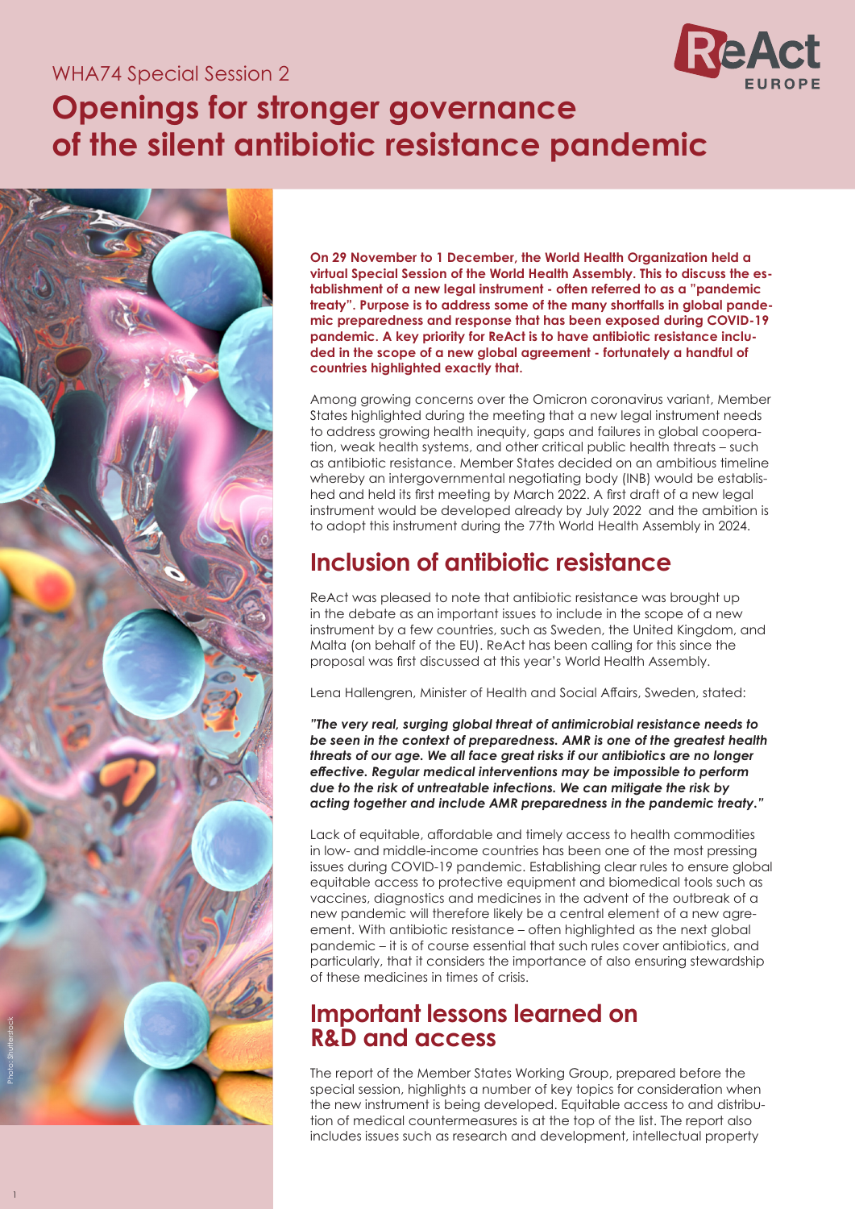WHA74 Special Session 2

# Openings for stronger governance of the silent antibiotic resistance pandemic

**On 29 November to 1 December, the World Health Organization held a virtual Special Session of the World Health Assembly. This to discuss the establishment of a new legal instrument - often referred to as a "pandemic treaty". Purpose is to address some of the many shortfalls in global pandemic preparedness and response that has been exposed during COVID-19 pandemic. A key priority for ReAct is to have antibiotic resistance included in the scope of a new global agreement - fortunately a handful of countries highlighted exactly that.**

Among growing concerns over the Omicron coronavirus variant, Member States highlighted during the meeting that a new legal instrument needs to address growing health inequity, gaps and failures in global cooperation, weak health systems, and other critical public health threats – such as antibiotic resistance. Member States decided on an ambitious timeline whereby an intergovernmental negotiating body (INB) would be established and held its first meeting by March 2022. A first draft of a new legal instrument would be developed already by July 2022 and the ambition is to adopt this instrument during the 77th World Health Assembly in 2024.

## Inclusion of antibiotic resistance

ReAct was pleased to note that antibiotic resistance was brought up in the debate as an important issues to include in the scope of a new instrument by a few countries, such as Sweden, the United Kingdom, and Malta (on behalf of the EU). ReAct has been calling for this since the proposal was first discussed at this year's World Health Assembly.

Lena Hallengren, Minister of Health and Social Affairs, Sweden, stated:

***"The very real, surging global threat of antimicrobial resistance needs to be seen in the context of preparedness. AMR is one of the greatest health threats of our age. We all face great risks if our antibiotics are no longer effective. Regular medical interventions may be impossible to perform due to the risk of untreatable infections. We can mitigate the risk by acting together and include AMR preparedness in the pandemic treaty."***

Lack of equitable, affordable and timely access to health commodities in low- and middle-income countries has been one of the most pressing issues during COVID-19 pandemic. Establishing clear rules to ensure global equitable access to protective equipment and biomedical tools such as vaccines, diagnostics and medicines in the advent of the outbreak of a new pandemic will therefore likely be a central element of a new agreement. With antibiotic resistance – often highlighted as the next global pandemic – it is of course essential that such rules cover antibiotics, and particularly, that it considers the importance of also ensuring stewardship of these medicines in times of crisis.

## Important lessons learned on R&D and access

The report of the Member States Working Group, prepared before the special session, highlights a number of key topics for consideration when the new instrument is being developed. Equitable access to and distribution of medical countermeasures is at the top of the list. The report also includes issues such as research and development, intellectual property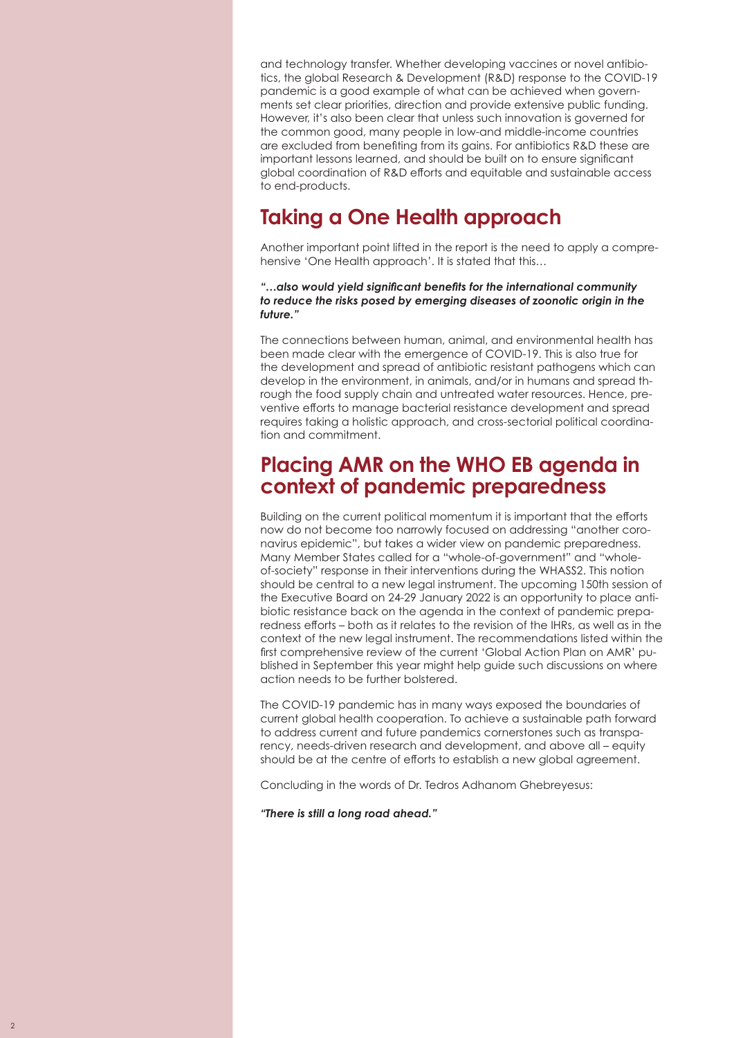and technology transfer. Whether developing vaccines or novel antibiotics, the global Research & Development (R&D) response to the COVID-19 pandemic is a good example of what can be achieved when governments set clear priorities, direction and provide extensive public funding. However, it's also been clear that unless such innovation is governed for the common good, many people in low-and middle-income countries are excluded from benefiting from its gains. For antibiotics R&D these are important lessons learned, and should be built on to ensure significant global coordination of R&D efforts and equitable and sustainable access to end-products.

## Taking a One Health approach

Another important point lifted in the report is the need to apply a comprehensive 'One Health approach'. It is stated that this…

***"…also would yield significant benefits for the international community to reduce the risks posed by emerging diseases of zoonotic origin in the future."***

The connections between human, animal, and environmental health has been made clear with the emergence of COVID-19. This is also true for the development and spread of antibiotic resistant pathogens which can develop in the environment, in animals, and/or in humans and spread through the food supply chain and untreated water resources. Hence, preventive efforts to manage bacterial resistance development and spread requires taking a holistic approach, and cross-sectorial political coordination and commitment.

## Placing AMR on the WHO EB agenda in context of pandemic preparedness

Building on the current political momentum it is important that the efforts now do not become too narrowly focused on addressing "another coronavirus epidemic", but takes a wider view on pandemic preparedness. Many Member States called for a "whole-of-government" and "whole-of-society" response in their interventions during the WHASS2. This notion should be central to a new legal instrument. The upcoming 150th session of the Executive Board on 24-29 January 2022 is an opportunity to place antibiotic resistance back on the agenda in the context of pandemic preparedness efforts – both as it relates to the revision of the IHRs, as well as in the context of the new legal instrument. The recommendations listed within the first comprehensive review of the current 'Global Action Plan on AMR' published in September this year might help guide such discussions on where action needs to be further bolstered.

The COVID-19 pandemic has in many ways exposed the boundaries of current global health cooperation. To achieve a sustainable path forward to address current and future pandemics cornerstones such as transparency, needs-driven research and development, and above all – equity should be at the centre of efforts to establish a new global agreement.

Concluding in the words of Dr. Tedros Adhanom Ghebreyesus:

***"There is still a long road ahead."***